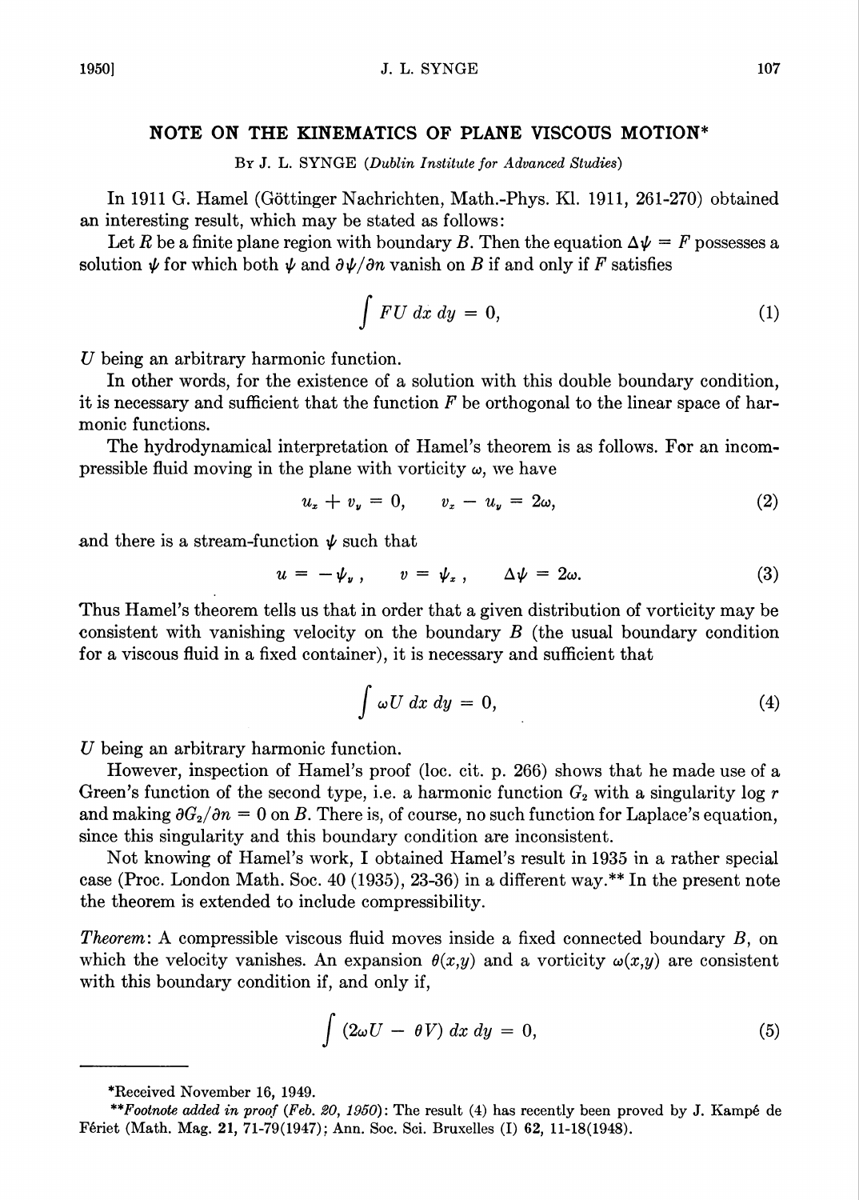# NOTE ON THE KINEMATICS OF PLANE VISCOUS MOTION*

By J. L. SYNGE (*Dublin Institute for Advanced Studies*)

In 1911 G. Hamel (Göttinger Nachrichten, Math.-Phys. Kl. 1911, 261-270) obtained an interesting result, which may be stated as follows:

Let $R$ be a finite plane region with boundary $B$. Then the equation $\Delta\psi = F$ possesses a solution $\psi$ for which both $\psi$ and $\partial\psi/\partial n$ vanish on $B$ if and only if $F$ satisfies

$$\int FU \, dx \, dy = 0, \tag{1}$$

$U$ being an arbitrary harmonic function.

In other words, for the existence of a solution with this double boundary condition, it is necessary and sufficient that the function $F$ be orthogonal to the linear space of harmonic functions.

The hydrodynamical interpretation of Hamel's theorem is as follows. For an incompressible fluid moving in the plane with vorticity $\omega$, we have

$$u_x + v_y = 0, \qquad v_x - u_y = 2\omega, \tag{2}$$

and there is a stream-function $\psi$ such that

$$u = -\psi_y, \qquad v = \psi_x, \qquad \Delta\psi = 2\omega. \tag{3}$$

Thus Hamel's theorem tells us that in order that a given distribution of vorticity may be consistent with vanishing velocity on the boundary $B$ (the usual boundary condition for a viscous fluid in a fixed container), it is necessary and sufficient that

$$\int \omega U \, dx \, dy = 0, \tag{4}$$

$U$ being an arbitrary harmonic function.

However, inspection of Hamel's proof (loc. cit. p. 266) shows that he made use of a Green's function of the second type, i.e. a harmonic function $G_2$ with a singularity $\log r$ and making $\partial G_2/\partial n = 0$ on $B$. There is, of course, no such function for Laplace's equation, since this singularity and this boundary condition are inconsistent.

Not knowing of Hamel's work, I obtained Hamel's result in 1935 in a rather special case (Proc. London Math. Soc. 40 (1935), 23-36) in a different way.** In the present note the theorem is extended to include compressibility.

*Theorem*: A compressible viscous fluid moves inside a fixed connected boundary $B$, on which the velocity vanishes. An expansion $\theta(x,y)$ and a vorticity $\omega(x,y)$ are consistent with this boundary condition if, and only if,

$$\int (2\omega U - \theta V) \, dx \, dy = 0, \tag{5}$$

---

*Received November 16, 1949.

***Footnote added in proof (Feb. 20, 1950)*: The result (4) has recently been proved by J. Kampé de Fériet (Math. Mag. **21**, 71-79(1947); Ann. Soc. Sci. Bruxelles (I) **62**, 11-18(1948).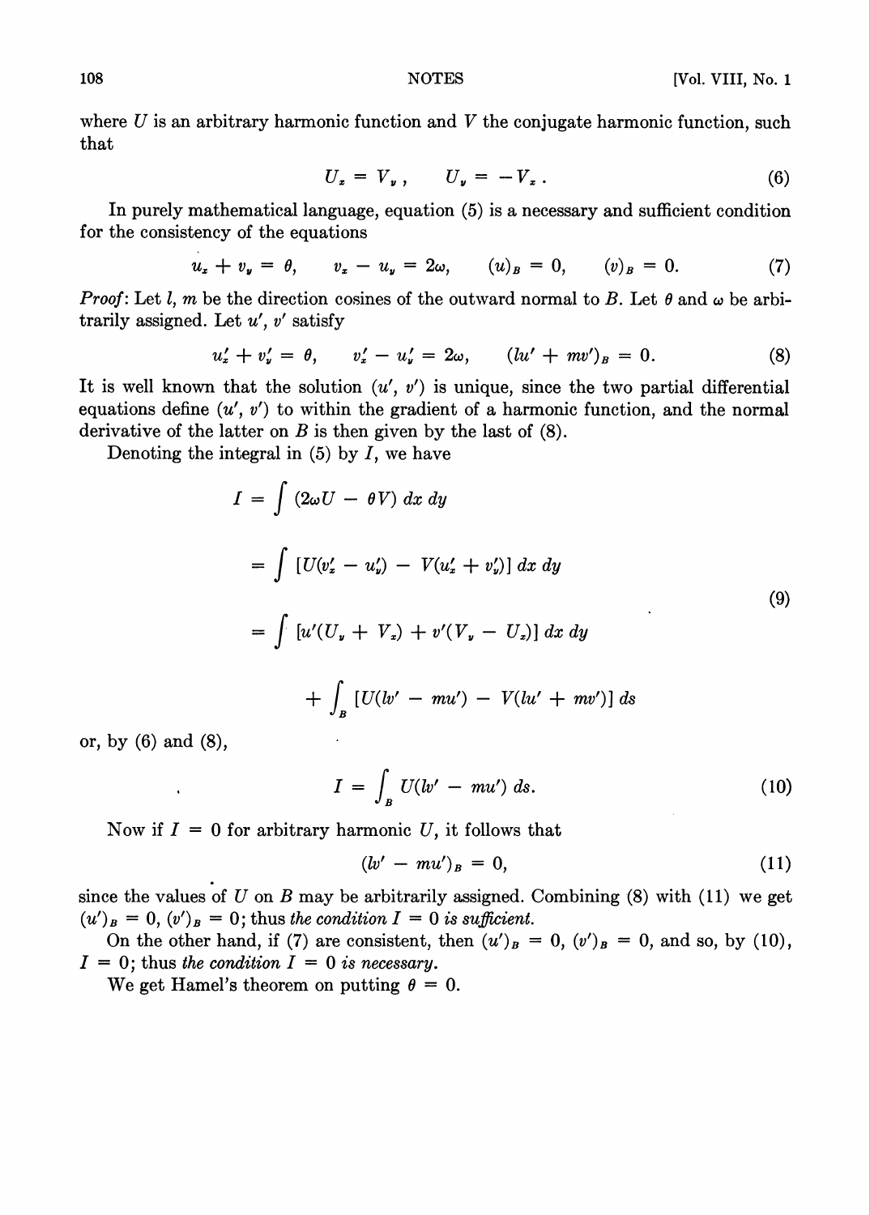where $U$ is an arbitrary harmonic function and $V$ the conjugate harmonic function, such that

$$U_x = V_y, \qquad U_y = -V_x. \tag{6}$$

In purely mathematical language, equation (5) is a necessary and sufficient condition for the consistency of the equations

$$u_x + v_y = \theta, \qquad v_x - u_y = 2\omega, \qquad (u)_B = 0, \qquad (v)_B = 0. \tag{7}$$

*Proof*: Let $l$, $m$ be the direction cosines of the outward normal to $B$. Let $\theta$ and $\omega$ be arbitrarily assigned. Let $u'$, $v'$ satisfy

$$u'_x + v'_y = \theta, \qquad v'_x - u'_y = 2\omega, \qquad (lu' + mv')_B = 0. \tag{8}$$

It is well known that the solution $(u', v')$ is unique, since the two partial differential equations define $(u', v')$ to within the gradient of a harmonic function, and the normal derivative of the latter on $B$ is then given by the last of (8).

Denoting the integral in (5) by $I$, we have

$$
\begin{aligned}
I &= \int (2\omega U - \theta V)\, dx\, dy \\
&= \int [U(v'_x - u'_y) - V(u'_x + v'_y)]\, dx\, dy \\
&= \int [u'(U_y + V_x) + v'(V_y - U_x)]\, dx\, dy \\
&\quad + \int_B [U(lv' - mu') - V(lu' + mv')]\, ds
\end{aligned}
\tag{9}
$$

or, by (6) and (8),

$$I = \int_B U(lv' - mu')\, ds. \tag{10}$$

Now if $I = 0$ for arbitrary harmonic $U$, it follows that

$$(lv' - mu')_B = 0, \tag{11}$$

since the values of $U$ on $B$ may be arbitrarily assigned. Combining (8) with (11) we get $(u')_B = 0$, $(v')_B = 0$; thus *the condition $I = 0$ is sufficient.*

On the other hand, if (7) are consistent, then $(u')_B = 0$, $(v')_B = 0$, and so, by (10), $I = 0$; thus *the condition $I = 0$ is necessary.*

We get Hamel's theorem on putting $\theta = 0$.